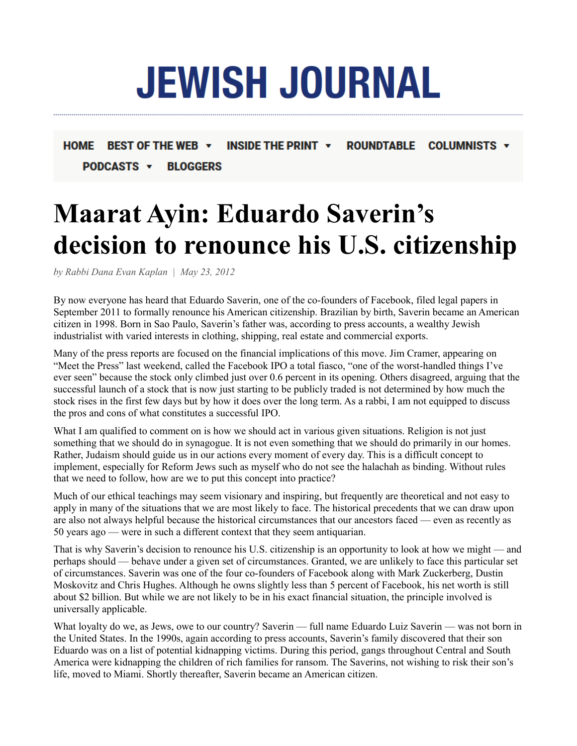# JEWISH JOURNAL

HOME BEST OF THE WEB ▾ INSIDE THE PRINT ▾ ROUNDTABLE COLUMNISTS ▾ PODCASTS ▾ BLOGGERS

# Maarat Ayin: Eduardo Saverin's decision to renounce his U.S. citizenship

*by Rabbi Dana Evan Kaplan | May 23, 2012*

By now everyone has heard that Eduardo Saverin, one of the co-founders of Facebook, filed legal papers in September 2011 to formally renounce his American citizenship. Brazilian by birth, Saverin became an American citizen in 1998. Born in Sao Paulo, Saverin's father was, according to press accounts, a wealthy Jewish industrialist with varied interests in clothing, shipping, real estate and commercial exports.

Many of the press reports are focused on the financial implications of this move. Jim Cramer, appearing on "Meet the Press" last weekend, called the Facebook IPO a total fiasco, "one of the worst-handled things I've ever seen" because the stock only climbed just over 0.6 percent in its opening. Others disagreed, arguing that the successful launch of a stock that is now just starting to be publicly traded is not determined by how much the stock rises in the first few days but by how it does over the long term. As a rabbi, I am not equipped to discuss the pros and cons of what constitutes a successful IPO.

What I am qualified to comment on is how we should act in various given situations. Religion is not just something that we should do in synagogue. It is not even something that we should do primarily in our homes. Rather, Judaism should guide us in our actions every moment of every day. This is a difficult concept to implement, especially for Reform Jews such as myself who do not see the halachah as binding. Without rules that we need to follow, how are we to put this concept into practice?

Much of our ethical teachings may seem visionary and inspiring, but frequently are theoretical and not easy to apply in many of the situations that we are most likely to face. The historical precedents that we can draw upon are also not always helpful because the historical circumstances that our ancestors faced — even as recently as 50 years ago — were in such a different context that they seem antiquarian.

That is why Saverin's decision to renounce his U.S. citizenship is an opportunity to look at how we might — and perhaps should — behave under a given set of circumstances. Granted, we are unlikely to face this particular set of circumstances. Saverin was one of the four co-founders of Facebook along with Mark Zuckerberg, Dustin Moskovitz and Chris Hughes. Although he owns slightly less than 5 percent of Facebook, his net worth is still about $2 billion. But while we are not likely to be in his exact financial situation, the principle involved is universally applicable.

What loyalty do we, as Jews, owe to our country? Saverin — full name Eduardo Luiz Saverin — was not born in the United States. In the 1990s, again according to press accounts, Saverin's family discovered that their son Eduardo was on a list of potential kidnapping victims. During this period, gangs throughout Central and South America were kidnapping the children of rich families for ransom. The Saverins, not wishing to risk their son's life, moved to Miami. Shortly thereafter, Saverin became an American citizen.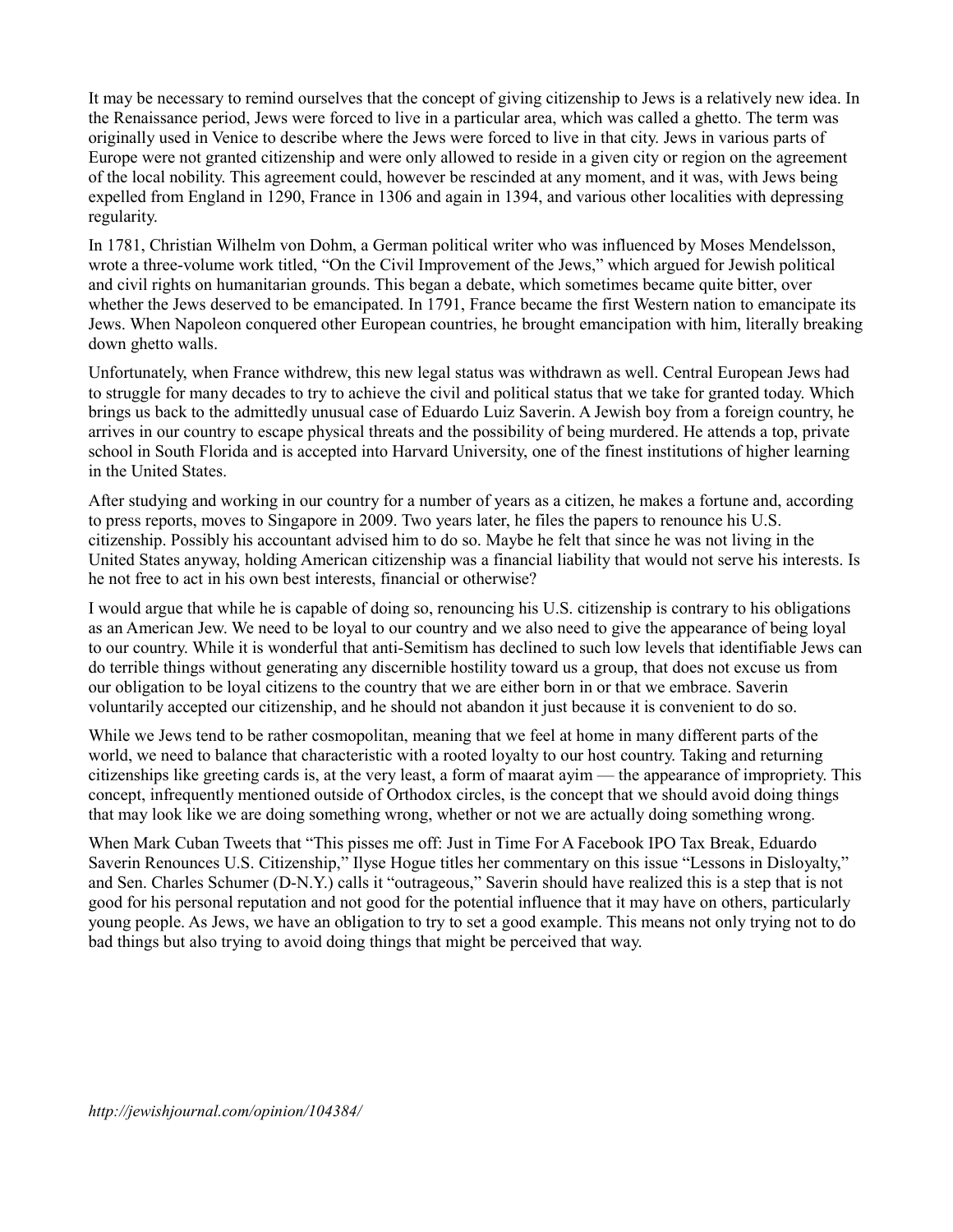It may be necessary to remind ourselves that the concept of giving citizenship to Jews is a relatively new idea. In the Renaissance period, Jews were forced to live in a particular area, which was called a ghetto. The term was originally used in Venice to describe where the Jews were forced to live in that city. Jews in various parts of Europe were not granted citizenship and were only allowed to reside in a given city or region on the agreement of the local nobility. This agreement could, however be rescinded at any moment, and it was, with Jews being expelled from England in 1290, France in 1306 and again in 1394, and various other localities with depressing regularity.

In 1781, Christian Wilhelm von Dohm, a German political writer who was influenced by Moses Mendelsson, wrote a three-volume work titled, "On the Civil Improvement of the Jews," which argued for Jewish political and civil rights on humanitarian grounds. This began a debate, which sometimes became quite bitter, over whether the Jews deserved to be emancipated. In 1791, France became the first Western nation to emancipate its Jews. When Napoleon conquered other European countries, he brought emancipation with him, literally breaking down ghetto walls.

Unfortunately, when France withdrew, this new legal status was withdrawn as well. Central European Jews had to struggle for many decades to try to achieve the civil and political status that we take for granted today. Which brings us back to the admittedly unusual case of Eduardo Luiz Saverin. A Jewish boy from a foreign country, he arrives in our country to escape physical threats and the possibility of being murdered. He attends a top, private school in South Florida and is accepted into Harvard University, one of the finest institutions of higher learning in the United States.

After studying and working in our country for a number of years as a citizen, he makes a fortune and, according to press reports, moves to Singapore in 2009. Two years later, he files the papers to renounce his U.S. citizenship. Possibly his accountant advised him to do so. Maybe he felt that since he was not living in the United States anyway, holding American citizenship was a financial liability that would not serve his interests. Is he not free to act in his own best interests, financial or otherwise?

I would argue that while he is capable of doing so, renouncing his U.S. citizenship is contrary to his obligations as an American Jew. We need to be loyal to our country and we also need to give the appearance of being loyal to our country. While it is wonderful that anti-Semitism has declined to such low levels that identifiable Jews can do terrible things without generating any discernible hostility toward us a group, that does not excuse us from our obligation to be loyal citizens to the country that we are either born in or that we embrace. Saverin voluntarily accepted our citizenship, and he should not abandon it just because it is convenient to do so.

While we Jews tend to be rather cosmopolitan, meaning that we feel at home in many different parts of the world, we need to balance that characteristic with a rooted loyalty to our host country. Taking and returning citizenships like greeting cards is, at the very least, a form of maarat ayim — the appearance of impropriety. This concept, infrequently mentioned outside of Orthodox circles, is the concept that we should avoid doing things that may look like we are doing something wrong, whether or not we are actually doing something wrong.

When Mark Cuban Tweets that "This pisses me off: Just in Time For A Facebook IPO Tax Break, Eduardo Saverin Renounces U.S. Citizenship," Ilyse Hogue titles her commentary on this issue "Lessons in Disloyalty," and Sen. Charles Schumer (D-N.Y.) calls it "outrageous," Saverin should have realized this is a step that is not good for his personal reputation and not good for the potential influence that it may have on others, particularly young people. As Jews, we have an obligation to try to set a good example. This means not only trying not to do bad things but also trying to avoid doing things that might be perceived that way.

*http://jewishjournal.com/opinion/104384/*